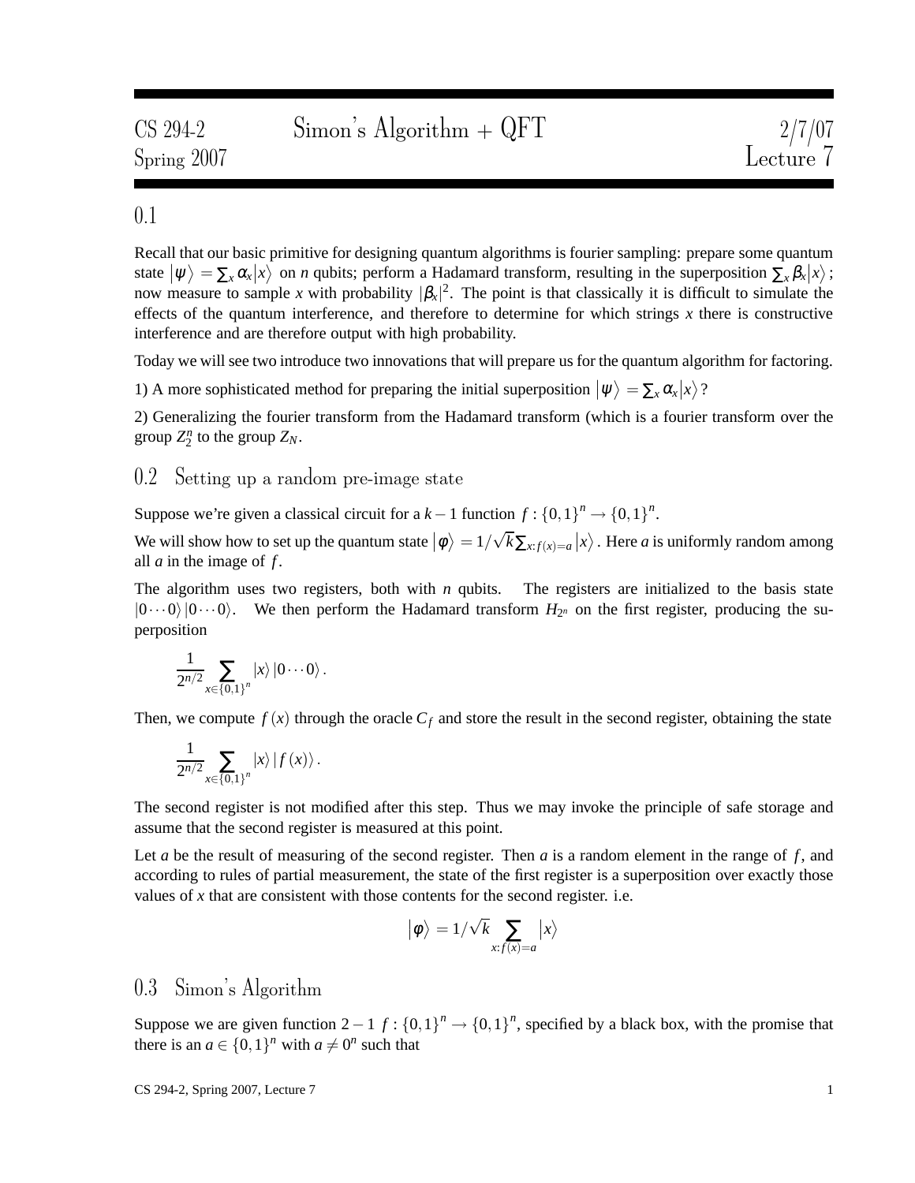| CS 294-2 | Simon's Algorithm + QFT | 2/7/07 |
|---|---|---|
| Spring 2007 | | Lecture 7 |

## 0.1

Recall that our basic primitive for designing quantum algorithms is fourier sampling: prepare some quantum state $|\psi\rangle = \sum_x \alpha_x |x\rangle$ on $n$ qubits; perform a Hadamard transform, resulting in the superposition $\sum_x \beta_x |x\rangle$; now measure to sample $x$ with probability $|\beta_x|^2$. The point is that classically it is difficult to simulate the effects of the quantum interference, and therefore to determine for which strings $x$ there is constructive interference and are therefore output with high probability.

Today we will see two introduce two innovations that will prepare us for the quantum algorithm for factoring.

1) A more sophisticated method for preparing the initial superposition $|\psi\rangle = \sum_x \alpha_x |x\rangle$?

2) Generalizing the fourier transform from the Hadamard transform (which is a fourier transform over the group $Z_2^n$ to the group $Z_N$.

## 0.2 Setting up a random pre-image state

Suppose we're given a classical circuit for a $k-1$ function $f : \{0,1\}^n \to \{0,1\}^n$.

We will show how to set up the quantum state $|\phi\rangle = 1/\sqrt{k} \sum_{x: f(x)=a} |x\rangle$. Here $a$ is uniformly random among all $a$ in the image of $f$.

The algorithm uses two registers, both with $n$ qubits. The registers are initialized to the basis state $|0\cdots 0\rangle |0\cdots 0\rangle$. We then perform the Hadamard transform $H_{2^n}$ on the first register, producing the superposition

$$\frac{1}{2^{n/2}} \sum_{x \in \{0,1\}^n} |x\rangle |0\cdots 0\rangle.$$

Then, we compute $f(x)$ through the oracle $C_f$ and store the result in the second register, obtaining the state

$$\frac{1}{2^{n/2}} \sum_{x \in \{0,1\}^n} |x\rangle |f(x)\rangle.$$

The second register is not modified after this step. Thus we may invoke the principle of safe storage and assume that the second register is measured at this point.

Let $a$ be the result of measuring of the second register. Then $a$ is a random element in the range of $f$, and according to rules of partial measurement, the state of the first register is a superposition over exactly those values of $x$ that are consistent with those contents for the second register. i.e.

$$|\phi\rangle = 1/\sqrt{k} \sum_{x: f(x)=a} |x\rangle$$

## 0.3 Simon's Algorithm

Suppose we are given function $2-1$ $f : \{0,1\}^n \to \{0,1\}^n$, specified by a black box, with the promise that there is an $a \in \{0,1\}^n$ with $a \neq 0^n$ such that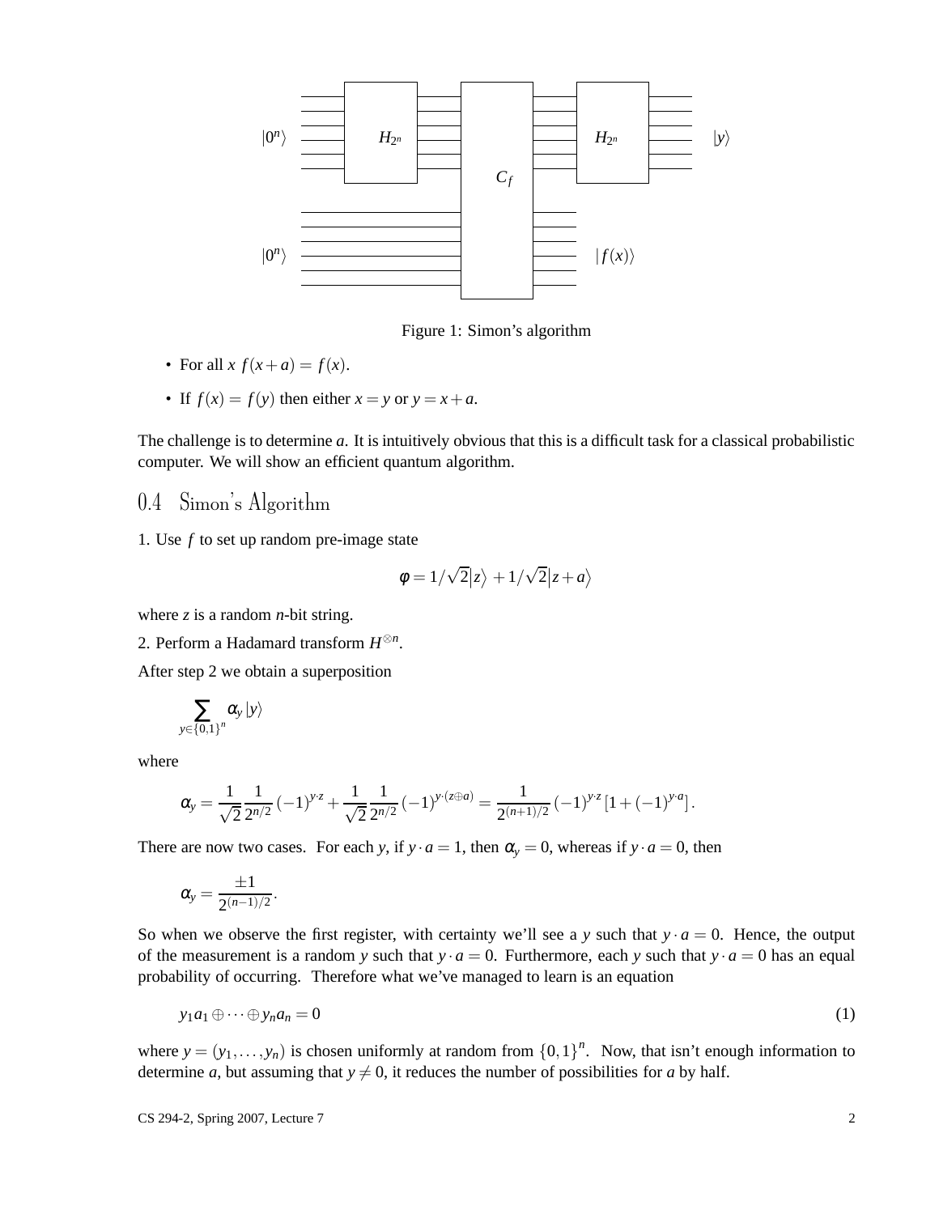Figure 1: Simon's algorithm

- For all $x$ $f(x+a) = f(x)$.
- If $f(x) = f(y)$ then either $x = y$ or $y = x + a$.

The challenge is to determine $a$. It is intuitively obvious that this is a difficult task for a classical probabilistic computer. We will show an efficient quantum algorithm.

## 0.4 Simon's Algorithm

1. Use $f$ to set up random pre-image state

$$\phi = 1/\sqrt{2}|z\rangle + 1/\sqrt{2}|z+a\rangle$$

where $z$ is a random $n$-bit string.

2. Perform a Hadamard transform $H^{\otimes n}$.

After step 2 we obtain a superposition

$$\sum_{y \in \{0,1\}^n} \alpha_y |y\rangle$$

where

$$\alpha_y = \frac{1}{\sqrt{2}} \frac{1}{2^{n/2}} (-1)^{y \cdot z} + \frac{1}{\sqrt{2}} \frac{1}{2^{n/2}} (-1)^{y \cdot (z \oplus a)} = \frac{1}{2^{(n+1)/2}} (-1)^{y \cdot z} \left[1 + (-1)^{y \cdot a}\right].$$

There are now two cases. For each $y$, if $y \cdot a = 1$, then $\alpha_y = 0$, whereas if $y \cdot a = 0$, then

$$\alpha_y = \frac{\pm 1}{2^{(n-1)/2}}.$$

So when we observe the first register, with certainty we'll see a $y$ such that $y \cdot a = 0$. Hence, the output of the measurement is a random $y$ such that $y \cdot a = 0$. Furthermore, each $y$ such that $y \cdot a = 0$ has an equal probability of occurring. Therefore what we've managed to learn is an equation

$$y_1 a_1 \oplus \cdots \oplus y_n a_n = 0 \tag{1}$$

where $y = (y_1, \ldots, y_n)$ is chosen uniformly at random from $\{0,1\}^n$. Now, that isn't enough information to determine $a$, but assuming that $y \neq 0$, it reduces the number of possibilities for $a$ by half.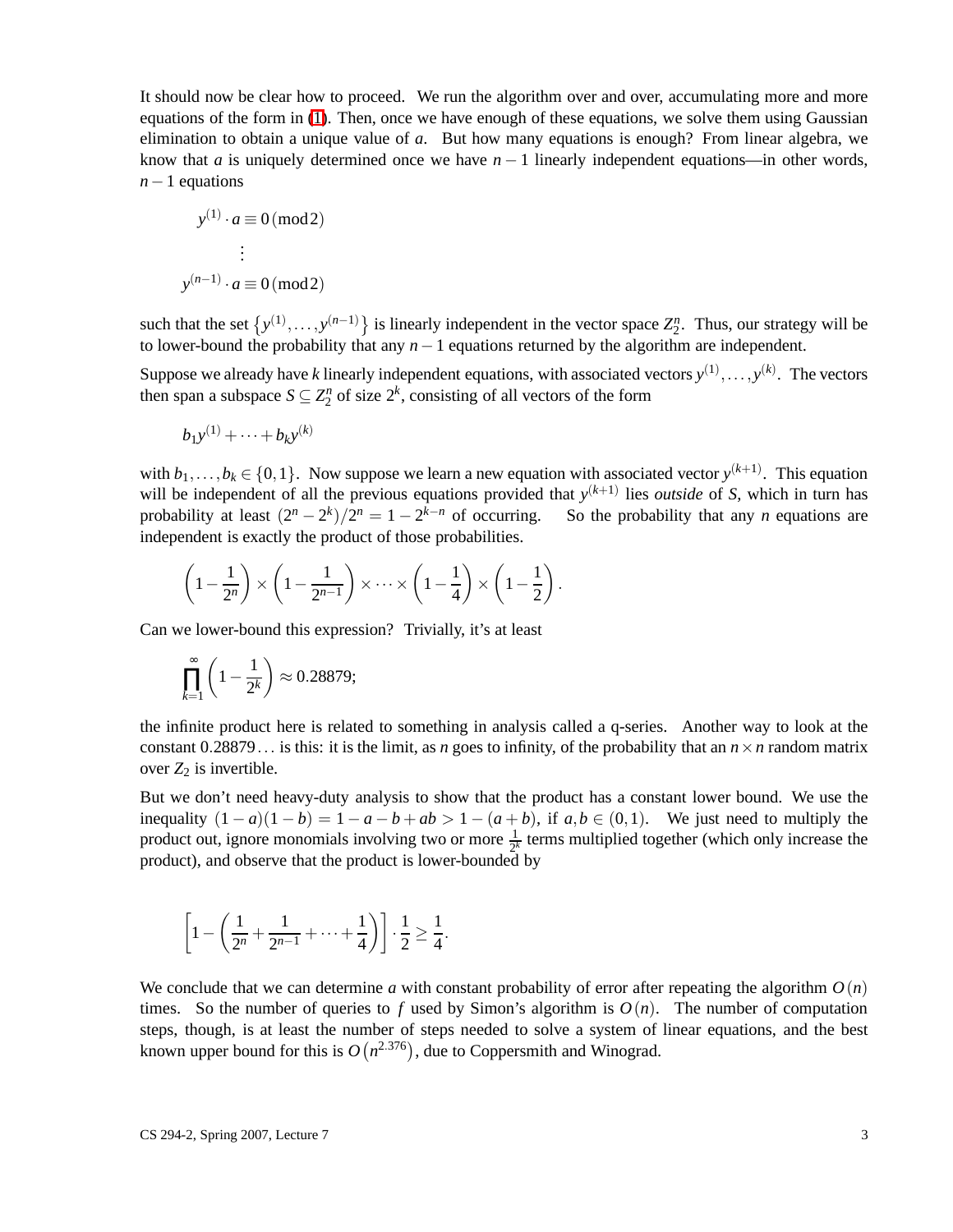It should now be clear how to proceed. We run the algorithm over and over, accumulating more and more equations of the form in (1). Then, once we have enough of these equations, we solve them using Gaussian elimination to obtain a unique value of $a$. But how many equations is enough? From linear algebra, we know that $a$ is uniquely determined once we have $n-1$ linearly independent equations—in other words, $n-1$ equations

$$y^{(1)} \cdot a \equiv 0 \,(\mathrm{mod}\, 2)$$

$$\vdots$$

$$y^{(n-1)} \cdot a \equiv 0 \,(\mathrm{mod}\, 2)$$

such that the set $\{y^{(1)}, \ldots, y^{(n-1)}\}$ is linearly independent in the vector space $Z_2^n$. Thus, our strategy will be to lower-bound the probability that any $n-1$ equations returned by the algorithm are independent.

Suppose we already have $k$ linearly independent equations, with associated vectors $y^{(1)}, \ldots, y^{(k)}$. The vectors then span a subspace $S \subseteq Z_2^n$ of size $2^k$, consisting of all vectors of the form

$$b_1 y^{(1)} + \cdots + b_k y^{(k)}$$

with $b_1, \ldots, b_k \in \{0,1\}$. Now suppose we learn a new equation with associated vector $y^{(k+1)}$. This equation will be independent of all the previous equations provided that $y^{(k+1)}$ lies *outside* of $S$, which in turn has probability at least $(2^n - 2^k)/2^n = 1 - 2^{k-n}$ of occurring. So the probability that any $n$ equations are independent is exactly the product of those probabilities.

$$\left(1 - \frac{1}{2^n}\right) \times \left(1 - \frac{1}{2^{n-1}}\right) \times \cdots \times \left(1 - \frac{1}{4}\right) \times \left(1 - \frac{1}{2}\right).$$

Can we lower-bound this expression? Trivially, it's at least

$$\prod_{k=1}^{\infty} \left(1 - \frac{1}{2^k}\right) \approx 0.28879;$$

the infinite product here is related to something in analysis called a q-series. Another way to look at the constant $0.28879\ldots$ is this: it is the limit, as $n$ goes to infinity, of the probability that an $n \times n$ random matrix over $Z_2$ is invertible.

But we don't need heavy-duty analysis to show that the product has a constant lower bound. We use the inequality $(1-a)(1-b) = 1 - a - b + ab > 1 - (a+b)$, if $a, b \in (0,1)$. We just need to multiply the product out, ignore monomials involving two or more $\frac{1}{2^k}$ terms multiplied together (which only increase the product), and observe that the product is lower-bounded by

$$\left[1 - \left(\frac{1}{2^n} + \frac{1}{2^{n-1}} + \cdots + \frac{1}{4}\right)\right] \cdot \frac{1}{2} \geq \frac{1}{4}.$$

We conclude that we can determine $a$ with constant probability of error after repeating the algorithm $O(n)$ times. So the number of queries to $f$ used by Simon's algorithm is $O(n)$. The number of computation steps, though, is at least the number of steps needed to solve a system of linear equations, and the best known upper bound for this is $O(n^{2.376})$, due to Coppersmith and Winograd.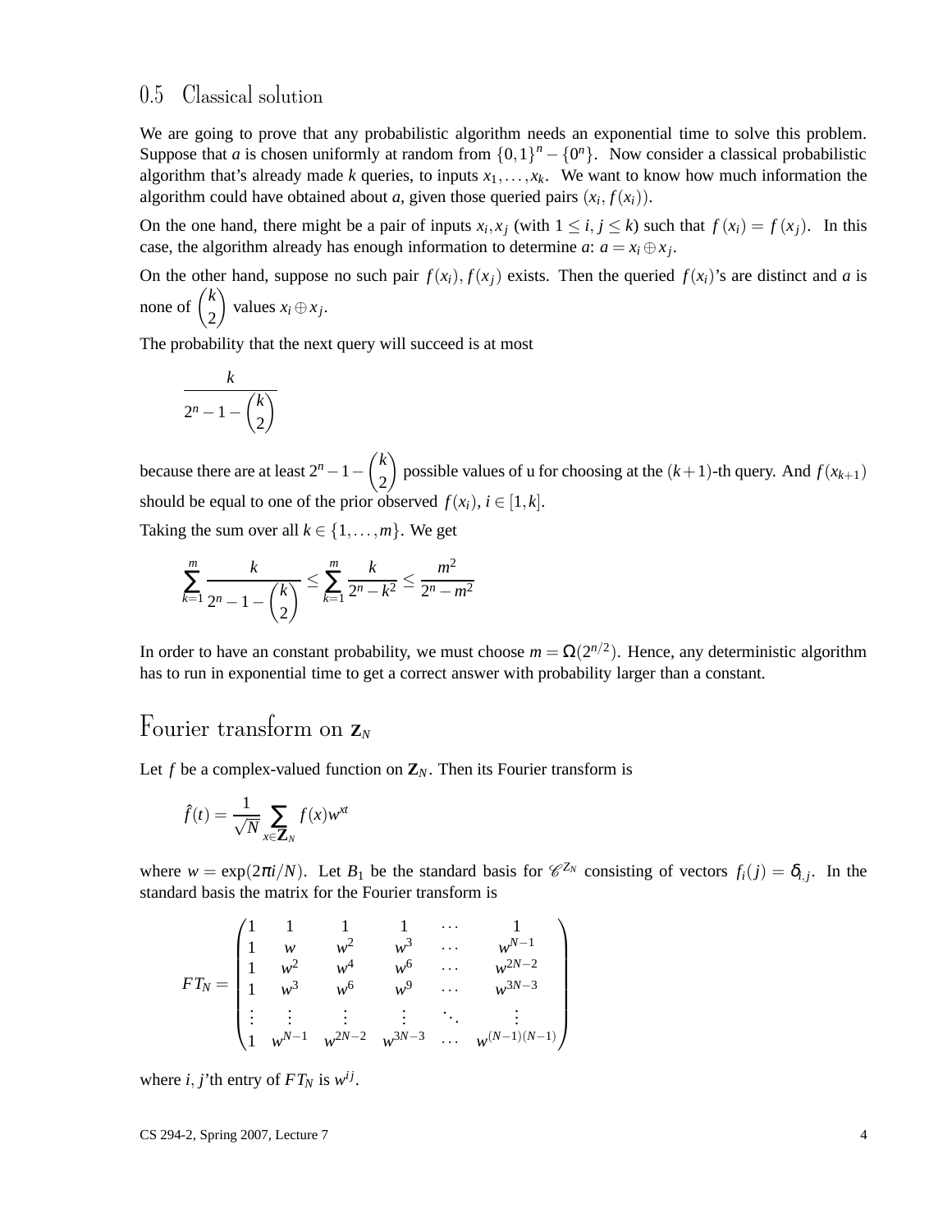## 0.5 Classical solution

We are going to prove that any probabilistic algorithm needs an exponential time to solve this problem. Suppose that $a$ is chosen uniformly at random from $\{0,1\}^n - \{0^n\}$. Now consider a classical probabilistic algorithm that's already made $k$ queries, to inputs $x_1, \ldots, x_k$. We want to know how much information the algorithm could have obtained about $a$, given those queried pairs $(x_i, f(x_i))$.

On the one hand, there might be a pair of inputs $x_i, x_j$ (with $1 \leq i, j \leq k$) such that $f(x_i) = f(x_j)$. In this case, the algorithm already has enough information to determine $a$: $a = x_i \oplus x_j$.

On the other hand, suppose no such pair $f(x_i), f(x_j)$ exists. Then the queried $f(x_i)$'s are distinct and $a$ is none of $\binom{k}{2}$ values $x_i \oplus x_j$.

The probability that the next query will succeed is at most

$$\frac{k}{2^n - 1 - \binom{k}{2}}$$

because there are at least $2^n - 1 - \binom{k}{2}$ possible values of u for choosing at the $(k+1)$-th query. And $f(x_{k+1})$ should be equal to one of the prior observed $f(x_i)$, $i \in [1,k]$.

Taking the sum over all $k \in \{1, \ldots, m\}$. We get

$$\sum_{k=1}^{m} \frac{k}{2^n - 1 - \binom{k}{2}} \leq \sum_{k=1}^{m} \frac{k}{2^n - k^2} \leq \frac{m^2}{2^n - m^2}$$

In order to have an constant probability, we must choose $m = \Omega(2^{n/2})$. Hence, any deterministic algorithm has to run in exponential time to get a correct answer with probability larger than a constant.

# Fourier transform on $\mathbf{Z}_N$

Let $f$ be a complex-valued function on $\mathbf{Z}_N$. Then its Fourier transform is

$$\hat{f}(t) = \frac{1}{\sqrt{N}} \sum_{x \in \mathbf{Z}_N} f(x) w^{xt}$$

where $w = \exp(2\pi i/N)$. Let $B_1$ be the standard basis for $\mathscr{C}^{Z_N}$ consisting of vectors $f_i(j) = \delta_{i,j}$. In the standard basis the matrix for the Fourier transform is

$$FT_N = \begin{pmatrix} 1 & 1 & 1 & 1 & \cdots & 1 \\ 1 & w & w^2 & w^3 & \cdots & w^{N-1} \\ 1 & w^2 & w^4 & w^6 & \cdots & w^{2N-2} \\ 1 & w^3 & w^6 & w^9 & \cdots & w^{3N-3} \\ \vdots & \vdots & \vdots & \vdots & \ddots & \vdots \\ 1 & w^{N-1} & w^{2N-2} & w^{3N-3} & \cdots & w^{(N-1)(N-1)} \end{pmatrix}$$

where $i, j$'th entry of $FT_N$ is $w^{ij}$.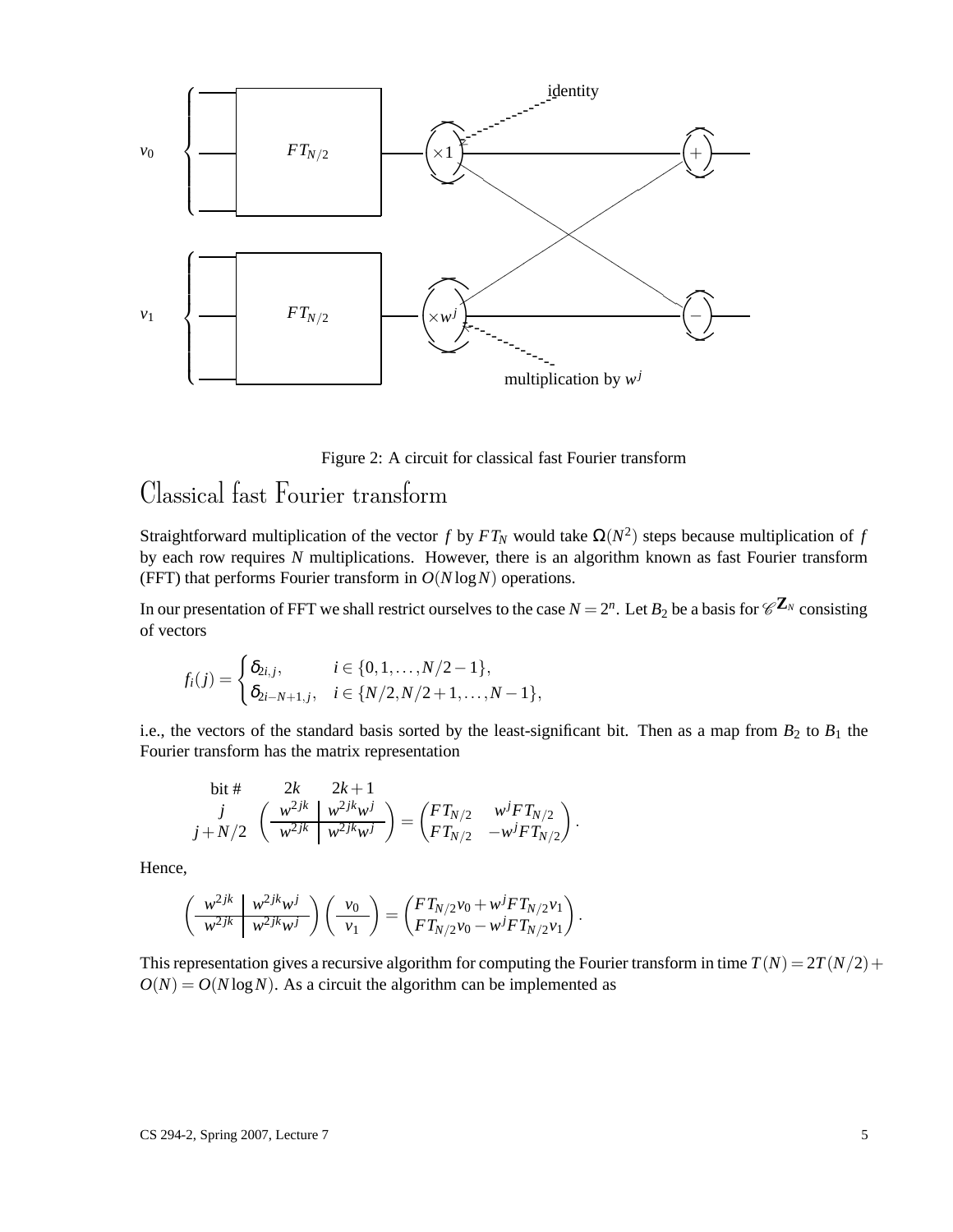Figure 2: A circuit for classical fast Fourier transform

## Classical fast Fourier transform

Straightforward multiplication of the vector $f$ by $FT_N$ would take $\Omega(N^2)$ steps because multiplication of $f$ by each row requires $N$ multiplications. However, there is an algorithm known as fast Fourier transform (FFT) that performs Fourier transform in $O(N \log N)$ operations.

In our presentation of FFT we shall restrict ourselves to the case $N = 2^n$. Let $B_2$ be a basis for $\mathscr{C}^{\mathbf{Z}_N}$ consisting of vectors

$$f_i(j) = \begin{cases} \delta_{2i,j}, & i \in \{0, 1, \ldots, N/2 - 1\}, \\ \delta_{2i-N+1,j}, & i \in \{N/2, N/2+1, \ldots, N-1\}, \end{cases}$$

i.e., the vectors of the standard basis sorted by the least-significant bit. Then as a map from $B_2$ to $B_1$ the Fourier transform has the matrix representation

$$\begin{array}{c} \text{bit \#} \\ j \\ j+N/2 \end{array} \quad \begin{array}{c} \begin{array}{cc} 2k & 2k+1 \end{array} \\ \left( \begin{array}{c|c} w^{2jk} & w^{2jk} w^j \\ \hline w^{2jk} & w^{2jk} w^j \end{array} \right) \end{array} = \begin{pmatrix} FT_{N/2} & w^j FT_{N/2} \\ FT_{N/2} & -w^j FT_{N/2} \end{pmatrix}.$$

Hence,

$$\left( \begin{array}{c|c} w^{2jk} & w^{2jk} w^j \\ \hline w^{2jk} & w^{2jk} w^j \end{array} \right) \left( \begin{array}{c} v_0 \\ \hline v_1 \end{array} \right) = \begin{pmatrix} FT_{N/2} v_0 + w^j FT_{N/2} v_1 \\ FT_{N/2} v_0 - w^j FT_{N/2} v_1 \end{pmatrix}.$$

This representation gives a recursive algorithm for computing the Fourier transform in time $T(N) = 2T(N/2) + O(N) = O(N \log N)$. As a circuit the algorithm can be implemented as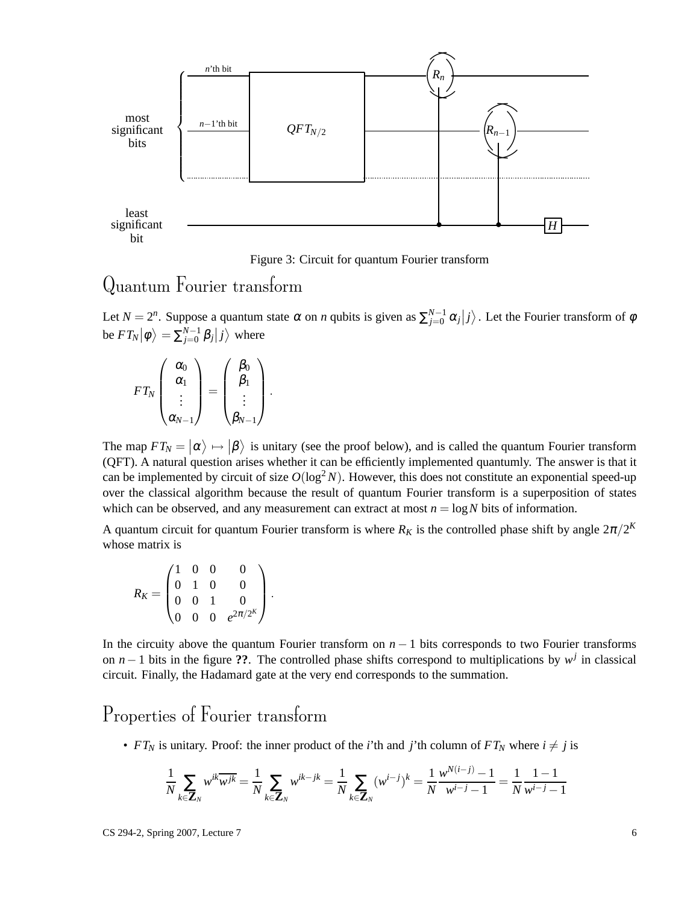Figure 3: Circuit for quantum Fourier transform

# Quantum Fourier transform

Let $N = 2^n$. Suppose a quantum state $\alpha$ on $n$ qubits is given as $\sum_{j=0}^{N-1} \alpha_j |j\rangle$. Let the Fourier transform of $\phi$ be $FT_N|\phi\rangle = \sum_{j=0}^{N-1} \beta_j |j\rangle$ where

$$FT_N \begin{pmatrix} \alpha_0 \\ \alpha_1 \\ \vdots \\ \alpha_{N-1} \end{pmatrix} = \begin{pmatrix} \beta_0 \\ \beta_1 \\ \vdots \\ \beta_{N-1} \end{pmatrix}.$$

The map $FT_N = |\alpha\rangle \mapsto |\beta\rangle$ is unitary (see the proof below), and is called the quantum Fourier transform (QFT). A natural question arises whether it can be efficiently implemented quantumly. The answer is that it can be implemented by circuit of size $O(\log^2 N)$. However, this does not constitute an exponential speed-up over the classical algorithm because the result of quantum Fourier transform is a superposition of states which can be observed, and any measurement can extract at most $n = \log N$ bits of information.

A quantum circuit for quantum Fourier transform is where $R_K$ is the controlled phase shift by angle $2\pi/2^K$ whose matrix is

$$R_K = \begin{pmatrix} 1 & 0 & 0 & 0 \\ 0 & 1 & 0 & 0 \\ 0 & 0 & 1 & 0 \\ 0 & 0 & 0 & e^{2\pi/2^K} \end{pmatrix}.$$

In the circuity above the quantum Fourier transform on $n-1$ bits corresponds to two Fourier transforms on $n-1$ bits in the figure **??**. The controlled phase shifts correspond to multiplications by $w^j$ in classical circuit. Finally, the Hadamard gate at the very end corresponds to the summation.

# Properties of Fourier transform

- $FT_N$ is unitary. Proof: the inner product of the $i$'th and $j$'th column of $FT_N$ where $i \neq j$ is

$$\frac{1}{N} \sum_{k \in \mathbf{Z}_N} w^{ik} \overline{w^{jk}} = \frac{1}{N} \sum_{k \in \mathbf{Z}_N} w^{ik-jk} = \frac{1}{N} \sum_{k \in \mathbf{Z}_N} (w^{i-j})^k = \frac{1}{N} \frac{w^{N(i-j)} - 1}{w^{i-j} - 1} = \frac{1}{N} \frac{1-1}{w^{i-j} - 1}$$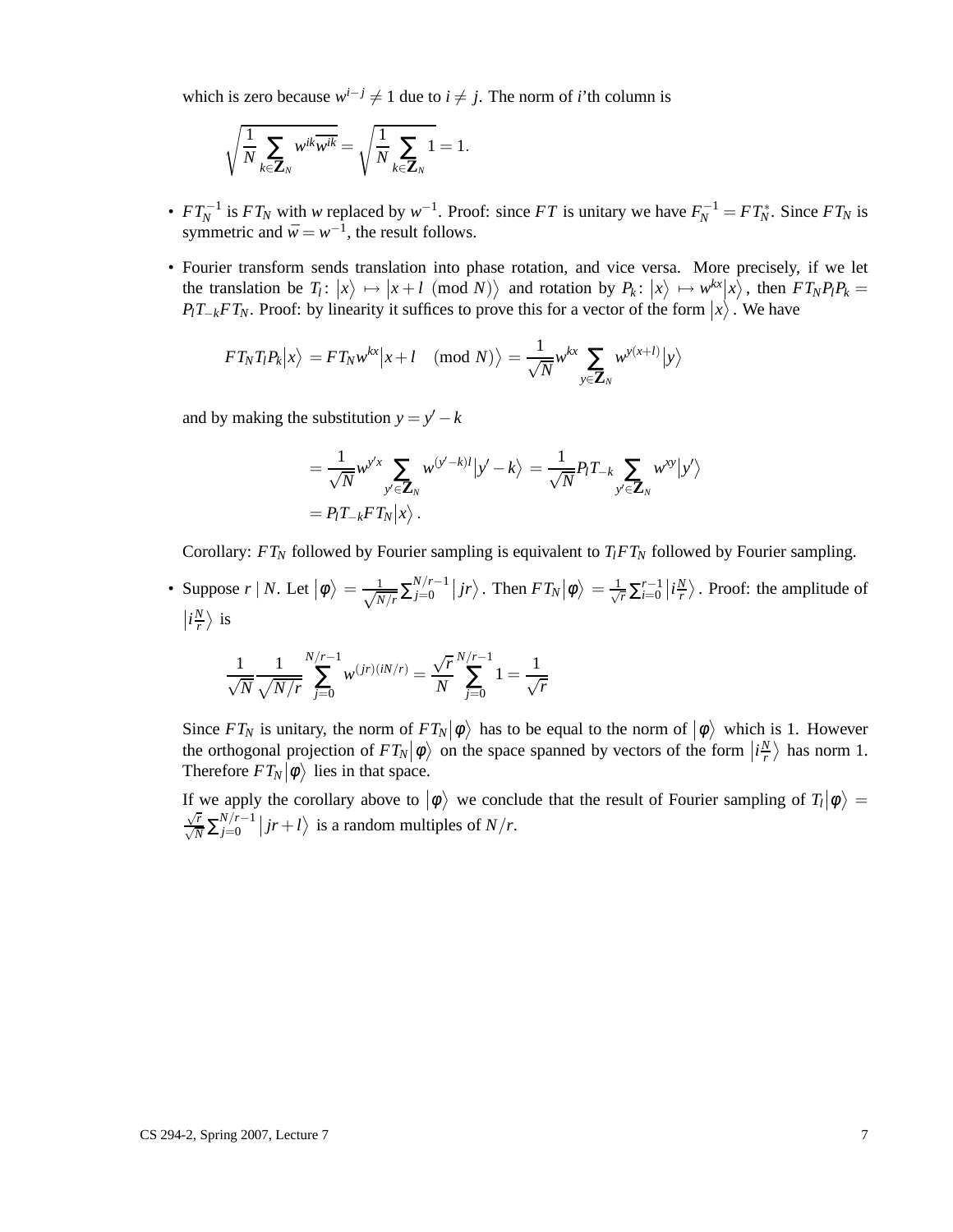which is zero because $w^{i-j} \neq 1$ due to $i \neq j$. The norm of $i$'th column is

$$\sqrt{\frac{1}{N}\sum_{k\in\mathbf{Z}_N} w^{ik}\overline{w^{ik}}} = \sqrt{\frac{1}{N}\sum_{k\in\mathbf{Z}_N} 1} = 1.$$

- $FT_N^{-1}$ is $FT_N$ with $w$ replaced by $w^{-1}$. Proof: since $FT$ is unitary we have $F_N^{-1} = FT_N^*$. Since $FT_N$ is symmetric and $\bar{w} = w^{-1}$, the result follows.

- Fourier transform sends translation into phase rotation, and vice versa. More precisely, if we let the translation be $T_l\colon \left|x\right\rangle \mapsto \left|x+l \pmod N\right\rangle$ and rotation by $P_k\colon \left|x\right\rangle \mapsto w^{kx}\left|x\right\rangle$, then $FT_N P_l P_k = P_l T_{-k} FT_N$. Proof: by linearity it suffices to prove this for a vector of the form $\left|x\right\rangle$. We have

$$FT_N T_l P_k\left|x\right\rangle = FT_N w^{kx}\left|x+l \pmod N\right\rangle = \frac{1}{\sqrt{N}} w^{kx} \sum_{y\in\mathbf{Z}_N} w^{y(x+l)}\left|y\right\rangle$$

and by making the substitution $y = y' - k$

$$\begin{aligned} &= \frac{1}{\sqrt{N}} w^{y'x} \sum_{y'\in\mathbf{Z}_N} w^{(y'-k)l}\left|y'-k\right\rangle = \frac{1}{\sqrt{N}} P_l T_{-k} \sum_{y'\in\mathbf{Z}_N} w^{xy}\left|y'\right\rangle \\ &= P_l T_{-k} FT_N\left|x\right\rangle. \end{aligned}$$

Corollary: $FT_N$ followed by Fourier sampling is equivalent to $T_l FT_N$ followed by Fourier sampling.

- Suppose $r \mid N$. Let $\left|\phi\right\rangle = \frac{1}{\sqrt{N/r}}\sum_{j=0}^{N/r-1}\left|jr\right\rangle$. Then $FT_N\left|\phi\right\rangle = \frac{1}{\sqrt{r}}\sum_{i=0}^{r-1}\left|i\frac{N}{r}\right\rangle$. Proof: the amplitude of $\left|i\frac{N}{r}\right\rangle$ is

$$\frac{1}{\sqrt{N}}\frac{1}{\sqrt{N/r}}\sum_{j=0}^{N/r-1} w^{(jr)(iN/r)} = \frac{\sqrt{r}}{N}\sum_{j=0}^{N/r-1} 1 = \frac{1}{\sqrt{r}}$$

Since $FT_N$ is unitary, the norm of $FT_N\left|\phi\right\rangle$ has to be equal to the norm of $\left|\phi\right\rangle$ which is 1. However the orthogonal projection of $FT_N\left|\phi\right\rangle$ on the space spanned by vectors of the form $\left|i\frac{N}{r}\right\rangle$ has norm 1. Therefore $FT_N\left|\phi\right\rangle$ lies in that space.

If we apply the corollary above to $\left|\phi\right\rangle$ we conclude that the result of Fourier sampling of $T_l\left|\phi\right\rangle = \frac{\sqrt{r}}{\sqrt{N}}\sum_{j=0}^{N/r-1}\left|jr+l\right\rangle$ is a random multiples of $N/r$.